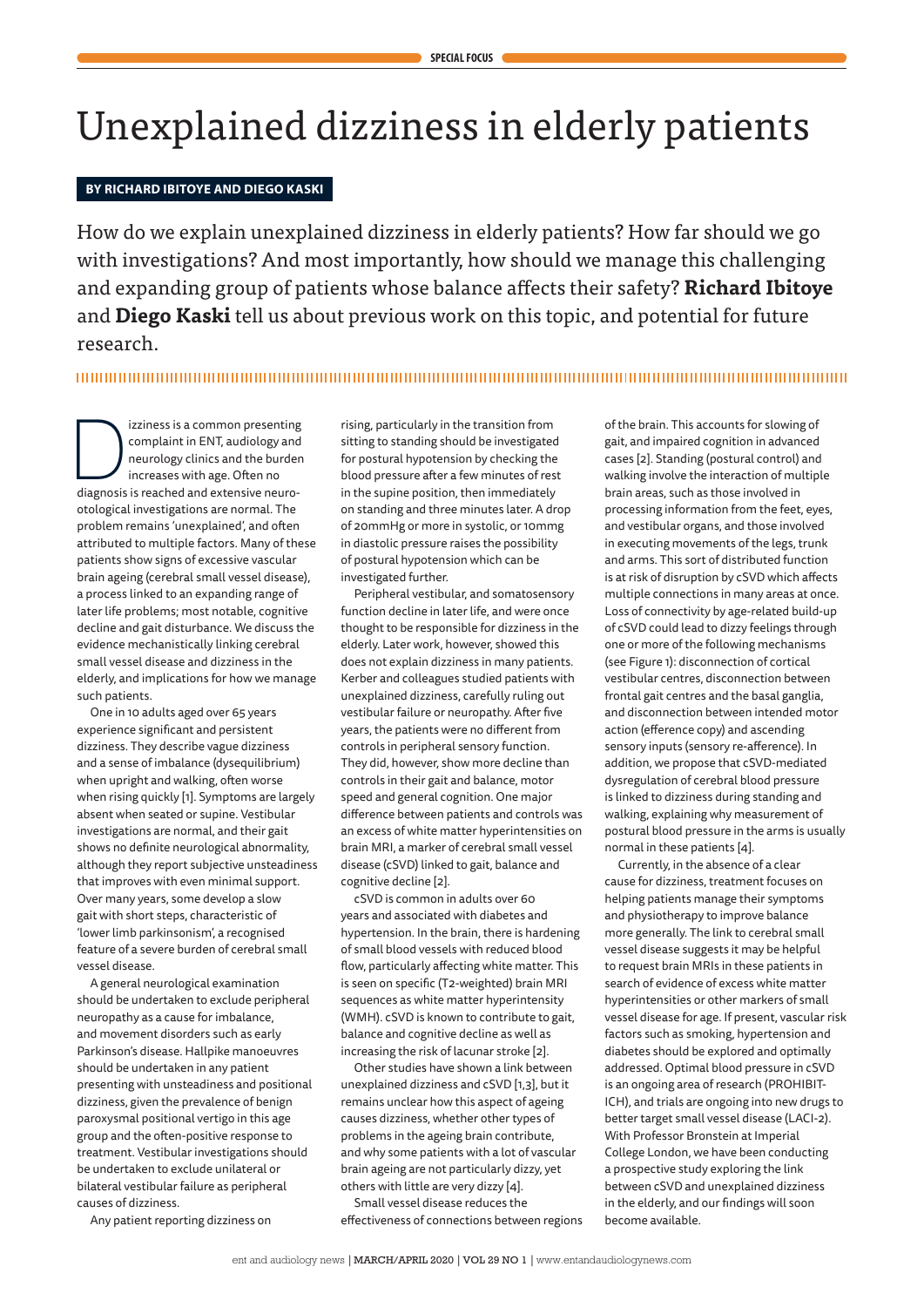# Unexplained dizziness in elderly patients

**BY RICHARD IBITOYE AND DIEGO KASKI**

How do we explain unexplained dizziness in elderly patients? How far should we go with investigations? And most importantly, how should we manage this challenging and expanding group of patients whose balance affects their safety? **Richard Ibitoye** and **Diego Kaski** tell us about previous work on this topic, and potential for future research.

Dizziness is a common presenting complaint in ENT, audiology and neurology clinics and the burden increases with age. Often no diagnosis is reached and extensive neuro-otological investigations are normal. The problem remains 'unexplained', and often attributed to multiple factors. Many of these patients show signs of excessive vascular brain ageing (cerebral small vessel disease), a process linked to an expanding range of later life problems; most notable, cognitive decline and gait disturbance. We discuss the evidence mechanistically linking cerebral small vessel disease and dizziness in the elderly, and implications for how we manage such patients.

One in 10 adults aged over 65 years experience significant and persistent dizziness. They describe vague dizziness and a sense of imbalance (dysequilibrium) when upright and walking, often worse when rising quickly [1]. Symptoms are largely absent when seated or supine. Vestibular investigations are normal, and their gait shows no definite neurological abnormality, although they report subjective unsteadiness that improves with even minimal support. Over many years, some develop a slow gait with short steps, characteristic of 'lower limb parkinsonism', a recognised feature of a severe burden of cerebral small vessel disease.

A general neurological examination should be undertaken to exclude peripheral neuropathy as a cause for imbalance, and movement disorders such as early Parkinson's disease. Hallpike manoeuvres should be undertaken in any patient presenting with unsteadiness and positional dizziness, given the prevalence of benign paroxysmal positional vertigo in this age group and the often-positive response to treatment. Vestibular investigations should be undertaken to exclude unilateral or bilateral vestibular failure as peripheral causes of dizziness.

Any patient reporting dizziness on rising, particularly in the transition from sitting to standing should be investigated for postural hypotension by checking the blood pressure after a few minutes of rest in the supine position, then immediately on standing and three minutes later. A drop of 20mmHg or more in systolic, or 10mmg in diastolic pressure raises the possibility of postural hypotension which can be investigated further.

Peripheral vestibular, and somatosensory function decline in later life, and were once thought to be responsible for dizziness in the elderly. Later work, however, showed this does not explain dizziness in many patients. Kerber and colleagues studied patients with unexplained dizziness, carefully ruling out vestibular failure or neuropathy. After five years, the patients were no different from controls in peripheral sensory function. They did, however, show more decline than controls in their gait and balance, motor speed and general cognition. One major difference between patients and controls was an excess of white matter hyperintensities on brain MRI, a marker of cerebral small vessel disease (cSVD) linked to gait, balance and cognitive decline [2].

cSVD is common in adults over 60 years and associated with diabetes and hypertension. In the brain, there is hardening of small blood vessels with reduced blood flow, particularly affecting white matter. This is seen on specific (T2-weighted) brain MRI sequences as white matter hyperintensity (WMH). cSVD is known to contribute to gait, balance and cognitive decline as well as increasing the risk of lacunar stroke [2].

Other studies have shown a link between unexplained dizziness and cSVD [1,3], but it remains unclear how this aspect of ageing causes dizziness, whether other types of problems in the ageing brain contribute, and why some patients with a lot of vascular brain ageing are not particularly dizzy, yet others with little are very dizzy [4].

Small vessel disease reduces the effectiveness of connections between regions of the brain. This accounts for slowing of gait, and impaired cognition in advanced cases [2]. Standing (postural control) and walking involve the interaction of multiple brain areas, such as those involved in processing information from the feet, eyes, and vestibular organs, and those involved in executing movements of the legs, trunk and arms. This sort of distributed function is at risk of disruption by cSVD which affects multiple connections in many areas at once. Loss of connectivity by age-related build-up of cSVD could lead to dizzy feelings through one or more of the following mechanisms (see Figure 1): disconnection of cortical vestibular centres, disconnection between frontal gait centres and the basal ganglia, and disconnection between intended motor action (efference copy) and ascending sensory inputs (sensory re-afference). In addition, we propose that cSVD-mediated dysregulation of cerebral blood pressure is linked to dizziness during standing and walking, explaining why measurement of postural blood pressure in the arms is usually normal in these patients [4].

Currently, in the absence of a clear cause for dizziness, treatment focuses on helping patients manage their symptoms and physiotherapy to improve balance more generally. The link to cerebral small vessel disease suggests it may be helpful to request brain MRIs in these patients in search of evidence of excess white matter hyperintensities or other markers of small vessel disease for age. If present, vascular risk factors such as smoking, hypertension and diabetes should be explored and optimally addressed. Optimal blood pressure in cSVD is an ongoing area of research (PROHIBIT-ICH), and trials are ongoing into new drugs to better target small vessel disease (LACI-2). With Professor Bronstein at Imperial College London, we have been conducting a prospective study exploring the link between cSVD and unexplained dizziness in the elderly, and our findings will soon become available.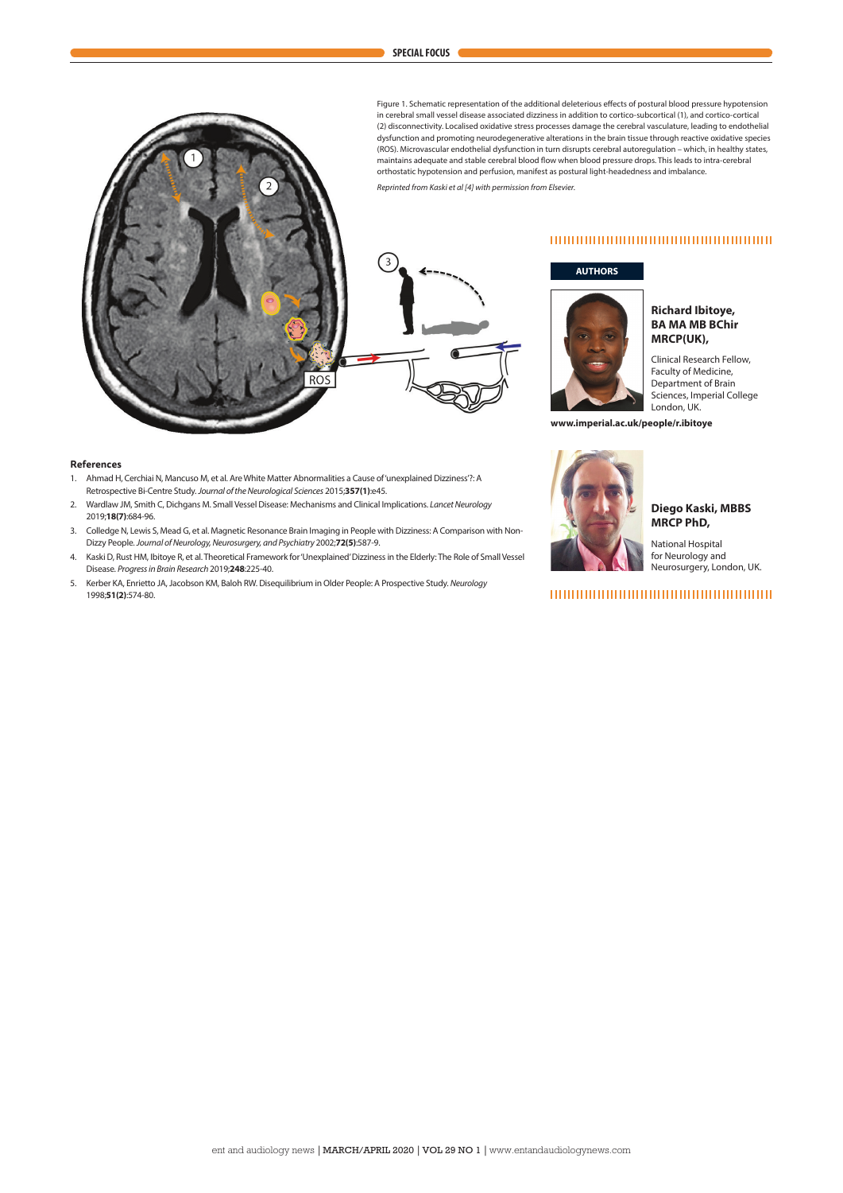Figure 1. Schematic representation of the additional deleterious effects of postural blood pressure hypotension in cerebral small vessel disease associated dizziness in addition to cortico-subcortical (1), and cortico-cortical (2) disconnectivity. Localised oxidative stress processes damage the cerebral vasculature, leading to endothelial dysfunction and promoting neurodegenerative alterations in the brain tissue through reactive oxidative species (ROS). Microvascular endothelial dysfunction in turn disrupts cerebral autoregulation – which, in healthy states, maintains adequate and stable cerebral blood flow when blood pressure drops. This leads to intra-cerebral orthostatic hypotension and perfusion, manifest as postural light-headedness and imbalance.

*Reprinted from Kaski et al [4] with permission from Elsevier.*

### References

1. Ahmad H, Cerchiai N, Mancuso M, et al. Are White Matter Abnormalities a Cause of 'unexplained Dizziness'?: A Retrospective Bi-Centre Study. *Journal of the Neurological Sciences* 2015;**357(1)**:e45.
2. Wardlaw JM, Smith C, Dichgans M. Small Vessel Disease: Mechanisms and Clinical Implications. *Lancet Neurology* 2019;**18(7)**:684-96.
3. Colledge N, Lewis S, Mead G, et al. Magnetic Resonance Brain Imaging in People with Dizziness: A Comparison with Non-Dizzy People. *Journal of Neurology, Neurosurgery, and Psychiatry* 2002;**72(5)**:587-9.
4. Kaski D, Rust HM, Ibitoye R, et al. Theoretical Framework for 'Unexplained' Dizziness in the Elderly: The Role of Small Vessel Disease. *Progress in Brain Research* 2019;**248**:225-40.
5. Kerber KA, Enrietto JA, Jacobson KM, Baloh RW. Disequilibrium in Older People: A Prospective Study. *Neurology* 1998;**51(2)**:574-80.

### AUTHORS

**Richard Ibitoye, BA MA MB BChir MRCP(UK),**

Clinical Research Fellow, Faculty of Medicine, Department of Brain Sciences, Imperial College London, UK.

**www.imperial.ac.uk/people/r.ibitoye**

**Diego Kaski, MBBS MRCP PhD,**

National Hospital for Neurology and Neurosurgery, London, UK.